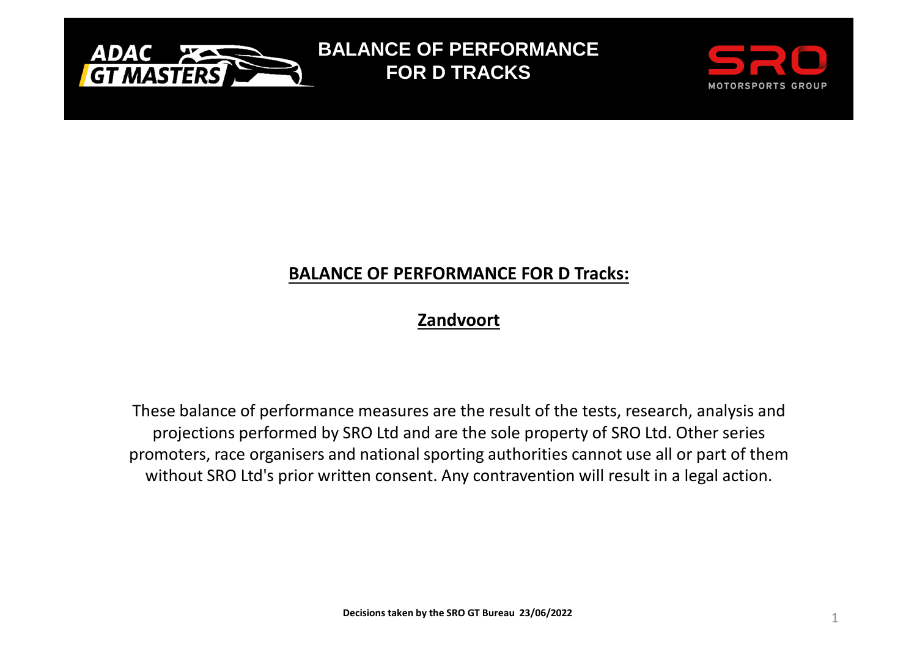# BALANCE OF PERFORMANCE FOR D TRACKS

## BALANCE OF PERFORMANCE FOR D Tracks:

## Zandvoort

These balance of performance measures are the result of the tests, research, analysis and projections performed by SRO Ltd and are the sole property of SRO Ltd. Other series promoters, race organisers and national sporting authorities cannot use all or part of them without SRO Ltd's prior written consent. Any contravention will result in a legal action.

**Decisions taken by the SRO GT Bureau 23/06/2022**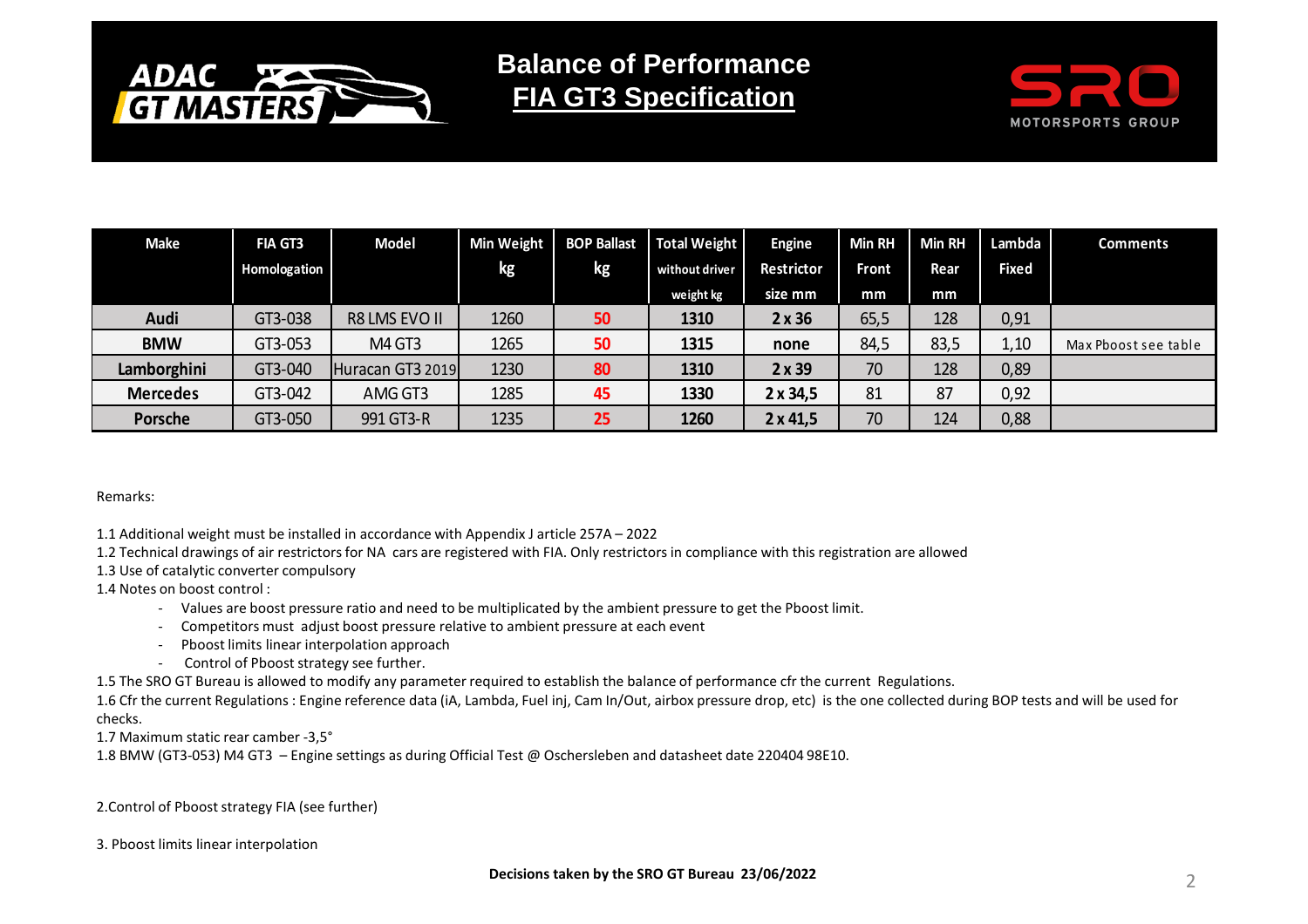# Balance of Performance

## FIA GT3 Specification

| Make | FIA GT3 Homologation | Model | Min Weight kg | BOP Ballast kg | Total Weight without driver weight kg | Engine Restrictor size mm | Min RH Front mm | Min RH Rear mm | Lambda Fixed | Comments |
|---|---|---|---|---|---|---|---|---|---|---|
| **Audi** | GT3-038 | R8 LMS EVO II | 1260 | **50** | **1310** | **2 x 36** | 65,5 | 128 | 0,91 | |
| **BMW** | GT3-053 | M4 GT3 | 1265 | **50** | **1315** | **none** | 84,5 | 83,5 | 1,10 | Max Pboost see table |
| **Lamborghini** | GT3-040 | Huracan GT3 2019 | 1230 | **80** | **1310** | **2 x 39** | 70 | 128 | 0,89 | |
| **Mercedes** | GT3-042 | AMG GT3 | 1285 | **45** | **1330** | **2 x 34,5** | 81 | 87 | 0,92 | |
| **Porsche** | GT3-050 | 991 GT3-R | 1235 | **25** | **1260** | **2 x 41,5** | 70 | 124 | 0,88 | |

Remarks:

1.1 Additional weight must be installed in accordance with Appendix J article 257A – 2022

1.2 Technical drawings of air restrictors for NA cars are registered with FIA. Only restrictors in compliance with this registration are allowed

1.3 Use of catalytic converter compulsory

1.4 Notes on boost control :

- Values are boost pressure ratio and need to be multiplicated by the ambient pressure to get the Pboost limit.
- Competitors must adjust boost pressure relative to ambient pressure at each event
- Pboost limits linear interpolation approach
- Control of Pboost strategy see further.

1.5 The SRO GT Bureau is allowed to modify any parameter required to establish the balance of performance cfr the current Regulations.

1.6 Cfr the current Regulations : Engine reference data (iA, Lambda, Fuel inj, Cam In/Out, airbox pressure drop, etc) is the one collected during BOP tests and will be used for checks.

1.7 Maximum static rear camber -3,5°

1.8 BMW (GT3-053) M4 GT3 – Engine settings as during Official Test @ Oschersleben and datasheet date 220404 98E10.

2.Control of Pboost strategy FIA (see further)

3. Pboost limits linear interpolation

**Decisions taken by the SRO GT Bureau 23/06/2022**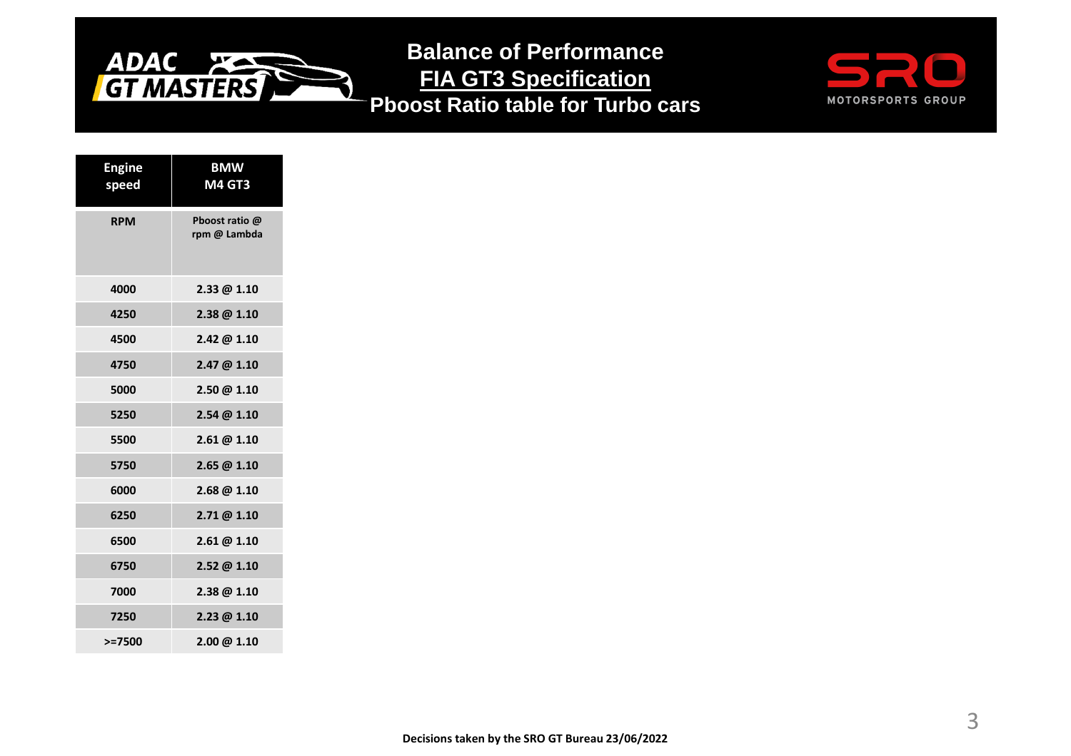# Balance of Performance
## FIA GT3 Specification
## Pboost Ratio table for Turbo cars

| Engine speed | BMW M4 GT3 |
|---|---|
| RPM | Pboost ratio @ rpm @ Lambda |
| 4000 | 2.33 @ 1.10 |
| 4250 | 2.38 @ 1.10 |
| 4500 | 2.42 @ 1.10 |
| 4750 | 2.47 @ 1.10 |
| 5000 | 2.50 @ 1.10 |
| 5250 | 2.54 @ 1.10 |
| 5500 | 2.61 @ 1.10 |
| 5750 | 2.65 @ 1.10 |
| 6000 | 2.68 @ 1.10 |
| 6250 | 2.71 @ 1.10 |
| 6500 | 2.61 @ 1.10 |
| 6750 | 2.52 @ 1.10 |
| 7000 | 2.38 @ 1.10 |
| 7250 | 2.23 @ 1.10 |
| >=7500 | 2.00 @ 1.10 |

**Decisions taken by the SRO GT Bureau 23/06/2022**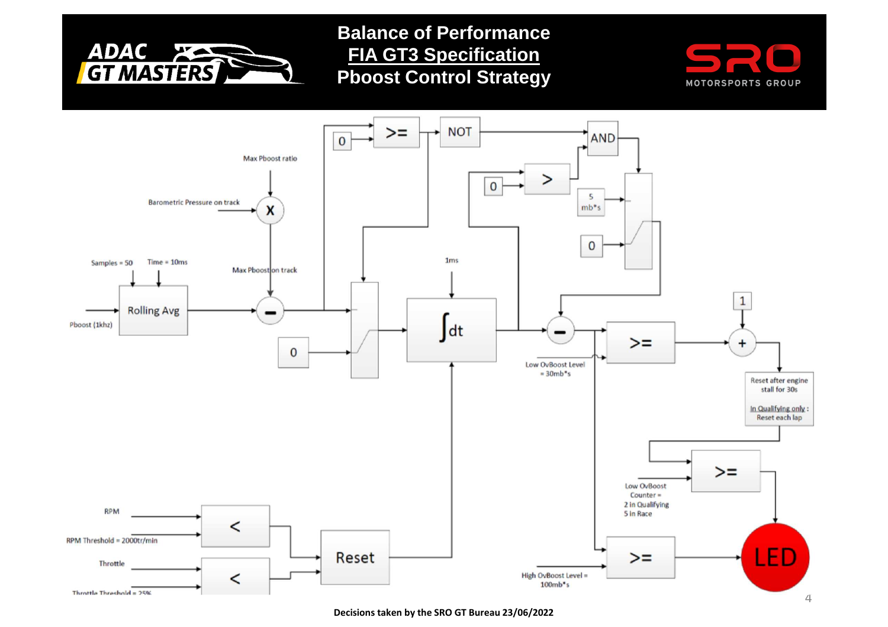# Balance of Performance

## FIA GT3 Specification

## Pboost Control Strategy

Max Pboost ratio

Barometric Pressure on track

X

Samples = 50

Time = 10ms

Max Pboost on track

Rolling Avg

Pboost (1khz)

0

>=

NOT

AND

0

>

5 mb*s

0

0

1ms

∫dt

Low OvBoost Level = 30mb*s

>=

1

+

Reset after engine stall for 30s

In Qualifying only : Reset each lap

>=

Low OvBoost Counter = 2 in Qualifying 5 in Race

RPM

RPM Threshold = 2000tr/min

<

Throttle

Throttle Threshold = 25%

<

Reset

>=

High OvBoost Level = 100mb*s

LED

Decisions taken by the SRO GT Bureau 23/06/2022